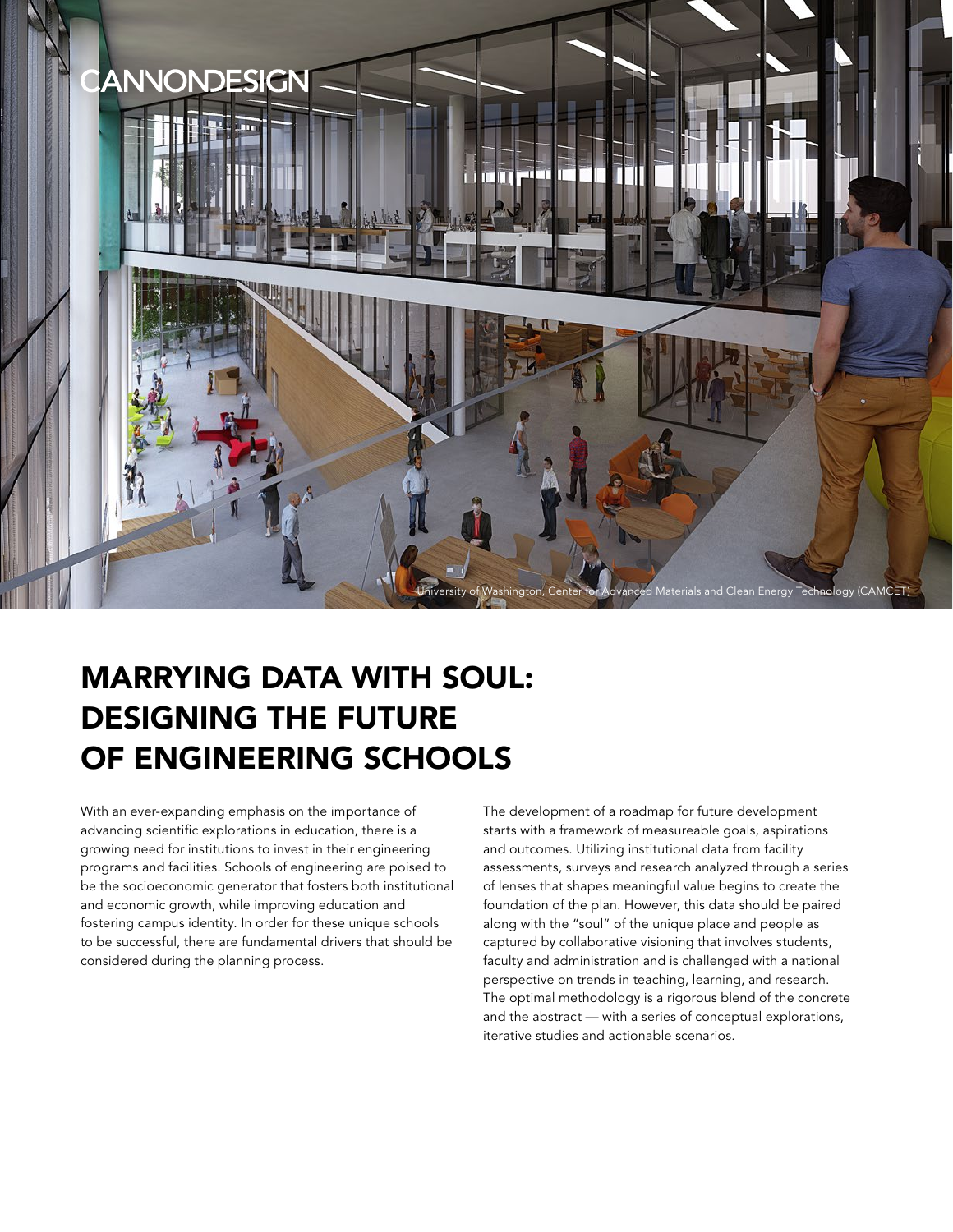CANNONDESIGN

University of Washington, Center for Advanced Materials and Clean Energy Technology (CAMCET)

# MARRYING DATA WITH SOUL: DESIGNING THE FUTURE OF ENGINEERING SCHOOLS

With an ever-expanding emphasis on the importance of advancing scientific explorations in education, there is a growing need for institutions to invest in their engineering programs and facilities. Schools of engineering are poised to be the socioeconomic generator that fosters both institutional and economic growth, while improving education and fostering campus identity. In order for these unique schools to be successful, there are fundamental drivers that should be considered during the planning process.

The development of a roadmap for future development starts with a framework of measureable goals, aspirations and outcomes. Utilizing institutional data from facility assessments, surveys and research analyzed through a series of lenses that shapes meaningful value begins to create the foundation of the plan. However, this data should be paired along with the "soul" of the unique place and people as captured by collaborative visioning that involves students, faculty and administration and is challenged with a national perspective on trends in teaching, learning, and research. The optimal methodology is a rigorous blend of the concrete and the abstract — with a series of conceptual explorations, iterative studies and actionable scenarios.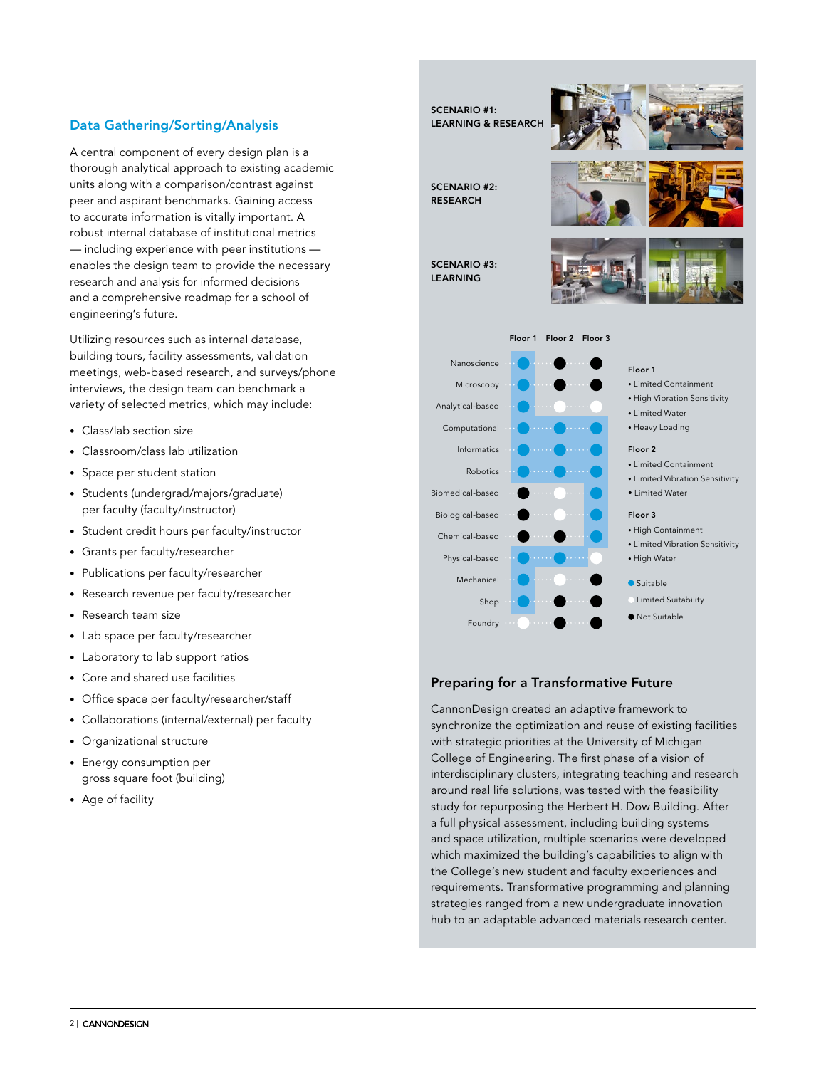## Data Gathering/Sorting/Analysis

A central component of every design plan is a thorough analytical approach to existing academic units along with a comparison/contrast against peer and aspirant benchmarks. Gaining access to accurate information is vitally important. A robust internal database of institutional metrics — including experience with peer institutions — enables the design team to provide the necessary research and analysis for informed decisions and a comprehensive roadmap for a school of engineering's future.

Utilizing resources such as internal database, building tours, facility assessments, validation meetings, web-based research, and surveys/phone interviews, the design team can benchmark a variety of selected metrics, which may include:

- Class/lab section size
- Classroom/class lab utilization
- Space per student station
- Students (undergrad/majors/graduate) per faculty (faculty/instructor)
- Student credit hours per faculty/instructor
- Grants per faculty/researcher
- Publications per faculty/researcher
- Research revenue per faculty/researcher
- Research team size
- Lab space per faculty/researcher
- Laboratory to lab support ratios
- Core and shared use facilities
- Office space per faculty/researcher/staff
- Collaborations (internal/external) per faculty
- Organizational structure
- Energy consumption per gross square foot (building)
- Age of facility

**SCENARIO #1: LEARNING & RESEARCH**

**SCENARIO #2: RESEARCH**

**SCENARIO #3: LEARNING**

| | Floor 1 | Floor 2 | Floor 3 |
|---|---|---|---|
| Nanoscience | Suitable | Not Suitable | Not Suitable |
| Microscopy | Suitable | Not Suitable | Not Suitable |
| Analytical-based | Suitable | Limited Suitability | Limited Suitability |
| Computational | Suitable | Suitable | Suitable |
| Informatics | Suitable | Suitable | Suitable |
| Robotics | Suitable | Suitable | Suitable |
| Biomedical-based | Not Suitable | Limited Suitability | Suitable |
| Biological-based | Not Suitable | Limited Suitability | Suitable |
| Chemical-based | Not Suitable | Not Suitable | Suitable |
| Physical-based | Suitable | Suitable | Limited Suitability |
| Mechanical | Suitable | Limited Suitability | Not Suitable |
| Shop | Suitable | Not Suitable | Not Suitable |
| Foundry | Limited Suitability | Not Suitable | Not Suitable |

**Floor 1**
- Limited Containment
- High Vibration Sensitivity
- Limited Water
- Heavy Loading

**Floor 2**
- Limited Containment
- Limited Vibration Sensitivity
- Limited Water

**Floor 3**
- High Containment
- Limited Vibration Sensitivity
- High Water

● Suitable
○ Limited Suitability
● Not Suitable

## Preparing for a Transformative Future

CannonDesign created an adaptive framework to synchronize the optimization and reuse of existing facilities with strategic priorities at the University of Michigan College of Engineering. The first phase of a vision of interdisciplinary clusters, integrating teaching and research around real life solutions, was tested with the feasibility study for repurposing the Herbert H. Dow Building. After a full physical assessment, including building systems and space utilization, multiple scenarios were developed which maximized the building's capabilities to align with the College's new student and faculty experiences and requirements. Transformative programming and planning strategies ranged from a new undergraduate innovation hub to an adaptable advanced materials research center.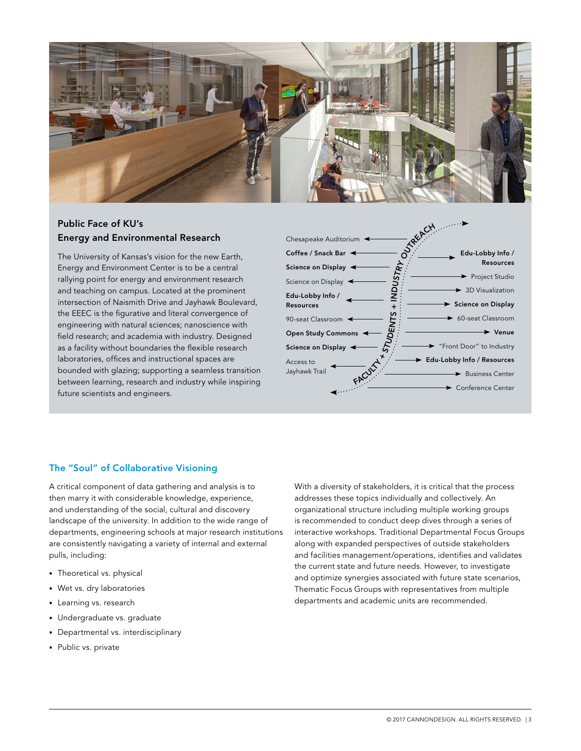## Public Face of KU's Energy and Environmental Research

The University of Kansas's vision for the new Earth, Energy and Environment Center is to be a central rallying point for energy and environment research and teaching on campus. Located at the prominent intersection of Naismith Drive and Jayhawk Boulevard, the EEEC is the figurative and literal convergence of engineering with natural sciences; nanoscience with field research; and academia with industry. Designed as a facility without boundaries the flexible research laboratories, offices and instructional spaces are bounded with glazing; supporting a seamless transition between learning, research and industry while inspiring future scientists and engineers.

FACULTY + STUDENTS + INDUSTRY OUTREACH

- Chesapeake Auditorium
- **Coffee / Snack Bar**
- **Science on Display**
- Science on Display
- **Edu-Lobby Info / Resources**
- 90-seat Classroom
- **Open Study Commons**
- **Science on Display**
- Access to Jayhawk Trail

- **Edu-Lobby Info / Resources**
- Project Studio
- 3D Visualization
- **Science on Display**
- 60-seat Classroom
- **Venue**
- "Front Door" to Industry
- **Edu-Lobby Info / Resources**
- Business Center
- Conference Center

## The "Soul" of Collaborative Visioning

A critical component of data gathering and analysis is to then marry it with considerable knowledge, experience, and understanding of the social, cultural and discovery landscape of the university. In addition to the wide range of departments, engineering schools at major research institutions are consistently navigating a variety of internal and external pulls, including:

- Theoretical vs. physical
- Wet vs. dry laboratories
- Learning vs. research
- Undergraduate vs. graduate
- Departmental vs. interdisciplinary
- Public vs. private

With a diversity of stakeholders, it is critical that the process addresses these topics individually and collectively. An organizational structure including multiple working groups is recommended to conduct deep dives through a series of interactive workshops. Traditional Departmental Focus Groups along with expanded perspectives of outside stakeholders and facilities management/operations, identifies and validates the current state and future needs. However, to investigate and optimize synergies associated with future state scenarios, Thematic Focus Groups with representatives from multiple departments and academic units are recommended.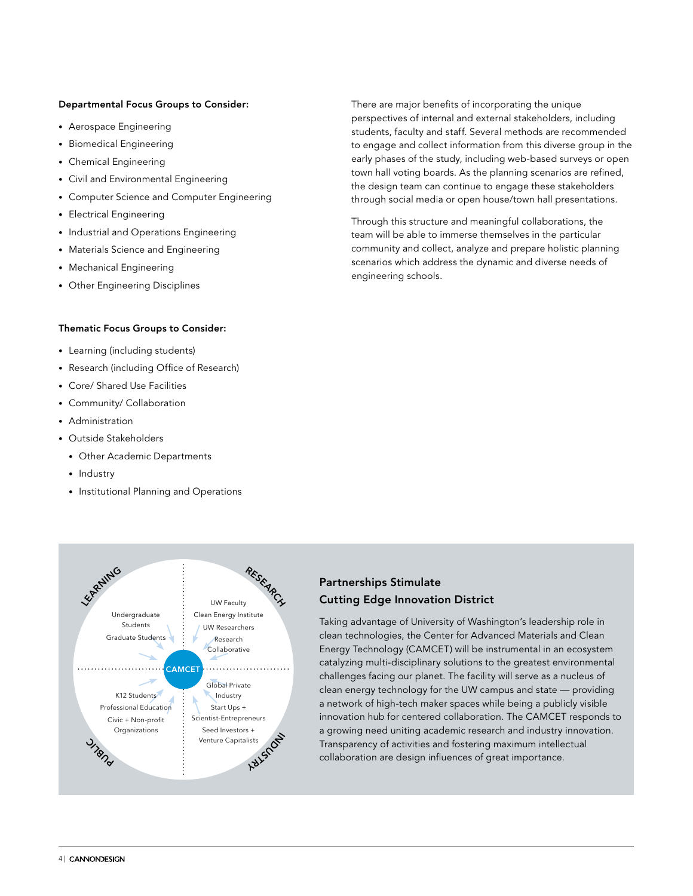**Departmental Focus Groups to Consider:**

- Aerospace Engineering
- Biomedical Engineering
- Chemical Engineering
- Civil and Environmental Engineering
- Computer Science and Computer Engineering
- Electrical Engineering
- Industrial and Operations Engineering
- Materials Science and Engineering
- Mechanical Engineering
- Other Engineering Disciplines

**Thematic Focus Groups to Consider:**

- Learning (including students)
- Research (including Office of Research)
- Core/ Shared Use Facilities
- Community/ Collaboration
- Administration
- Outside Stakeholders
  - Other Academic Departments
  - Industry
  - Institutional Planning and Operations

There are major benefits of incorporating the unique perspectives of internal and external stakeholders, including students, faculty and staff. Several methods are recommended to engage and collect information from this diverse group in the early phases of the study, including web-based surveys or open town hall voting boards. As the planning scenarios are refined, the design team can continue to engage these stakeholders through social media or open house/town hall presentations.

Through this structure and meaningful collaborations, the team will be able to immerse themselves in the particular community and collect, analyze and prepare holistic planning scenarios which address the dynamic and diverse needs of engineering schools.

LEARNING
Undergraduate Students
Graduate Students

RESEARCH
UW Faculty
Clean Energy Institute
UW Researchers
Research Collaborative

CAMCET

PUBLIC
K12 Students
Professional Education
Civic + Non-profit Organizations

INDUSTRY
Global Private Industry
Start Ups + Scientist-Entrepreneurs
Seed Investors + Venture Capitalists

### Partnerships Stimulate Cutting Edge Innovation District

Taking advantage of University of Washington's leadership role in clean technologies, the Center for Advanced Materials and Clean Energy Technology (CAMCET) will be instrumental in an ecosystem catalyzing multi-disciplinary solutions to the greatest environmental challenges facing our planet. The facility will serve as a nucleus of clean energy technology for the UW campus and state — providing a network of high-tech maker spaces while being a publicly visible innovation hub for centered collaboration. The CAMCET responds to a growing need uniting academic research and industry innovation. Transparency of activities and fostering maximum intellectual collaboration are design influences of great importance.